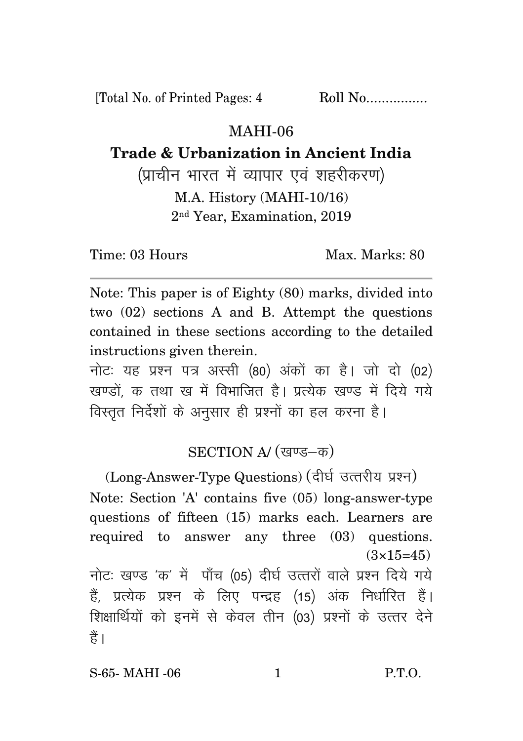[Total No. of Printed Pages: 4 Roll No................

# MAHI-06

## Trade & Urbanization in Ancient India

(प्राचीन भारत में व्यापार एवं शहरीकरण)

M.A. History (MAHI-10/16)

2nd Year, Examination, 2019

Time: 03 Hours Max. Marks: 80

---

Note: This paper is of Eighty (80) marks, divided into two (02) sections A and B. Attempt the questions contained in these sections according to the detailed instructions given therein.

नोटः यह प्रश्न पत्र अस्सी (80) अंकों का है। जो दो (02) खण्डों, क तथा ख में विभाजित है। प्रत्येक खण्ड में दिये गये विस्तृत निर्देशों के अनुसार ही प्रश्नों का हल करना है।

### SECTION A/ (खण्ड–क)

(Long-Answer-Type Questions) (दीर्घ उत्तरीय प्रश्न)

Note: Section 'A' contains five (05) long-answer-type questions of fifteen (15) marks each. Learners are required to answer any three (03) questions. (3×15=45)

नोटः खण्ड 'क' में पाँच (05) दीर्घ उत्तरों वाले प्रश्न दिये गये हैं, प्रत्येक प्रश्न के लिए पन्द्रह (15) अंक निर्धारित हैं। शिक्षार्थियों को इनमें से केवल तीन (03) प्रश्नों के उत्तर देने हैं।

S-65- MAHI -06 P.T.O.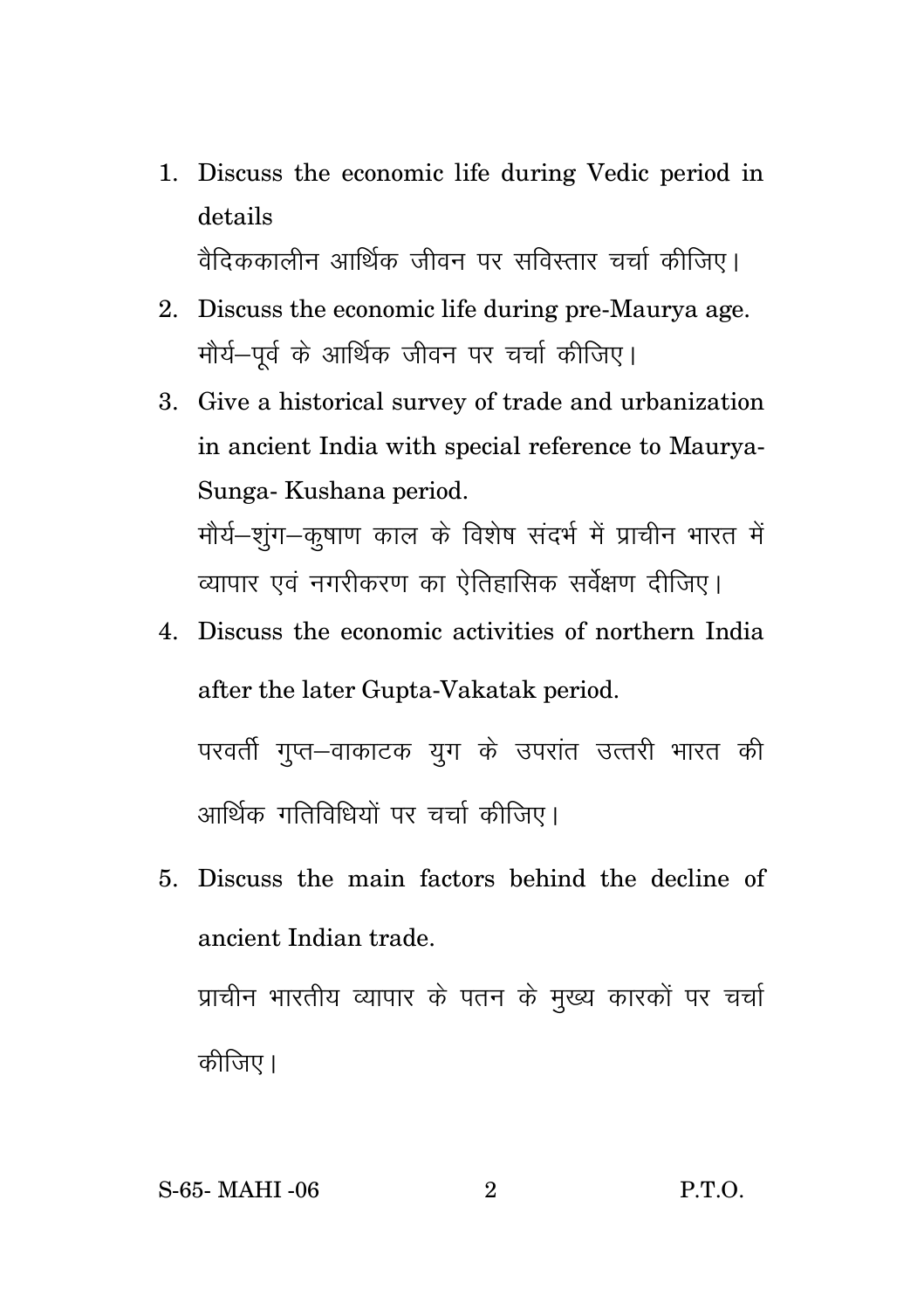1. Discuss the economic life during Vedic period in details

   वैदिककालीन आर्थिक जीवन पर सविस्तार चर्चा कीजिए।

2. Discuss the economic life during pre-Maurya age.

   मौर्य–पूर्व के आर्थिक जीवन पर चर्चा कीजिए।

3. Give a historical survey of trade and urbanization in ancient India with special reference to Maurya-Sunga- Kushana period.

   मौर्य–शुंग–कुषाण काल के विशेष संदर्भ में प्राचीन भारत में व्यापार एवं नगरीकरण का ऐतिहासिक सर्वेक्षण दीजिए।

4. Discuss the economic activities of northern India after the later Gupta-Vakatak period.

   परवर्ती गुप्त–वाकाटक युग के उपरांत उत्तरी भारत की आर्थिक गतिविधियों पर चर्चा कीजिए।

5. Discuss the main factors behind the decline of ancient Indian trade.

   प्राचीन भारतीय व्यापार के पतन के मुख्य कारकों पर चर्चा कीजिए।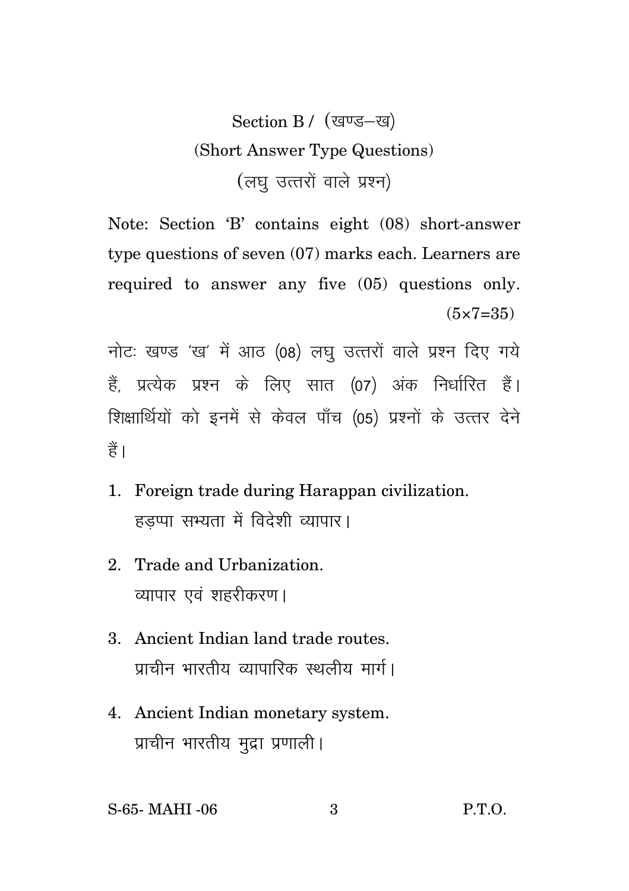## Section B / (खण्ड–ख)

### (Short Answer Type Questions)

### (लघु उत्तरों वाले प्रश्न)

Note: Section 'B' contains eight (08) short-answer type questions of seven (07) marks each. Learners are required to answer any five (05) questions only. (5×7=35)

नोटः खण्ड 'ख' में आठ (08) लघु उत्तरों वाले प्रश्न दिए गये हैं, प्रत्येक प्रश्न के लिए सात (07) अंक निर्धारित हैं। शिक्षार्थियों को इनमें से केवल पाँच (05) प्रश्नों के उत्तर देने हैं।

1. Foreign trade during Harappan civilization.
   हड़प्पा सभ्यता में विदेशी व्यापार।

2. Trade and Urbanization.
   व्यापार एवं शहरीकरण।

3. Ancient Indian land trade routes.
   प्राचीन भारतीय व्यापारिक स्थलीय मार्ग।

4. Ancient Indian monetary system.
   प्राचीन भारतीय मुद्रा प्रणाली।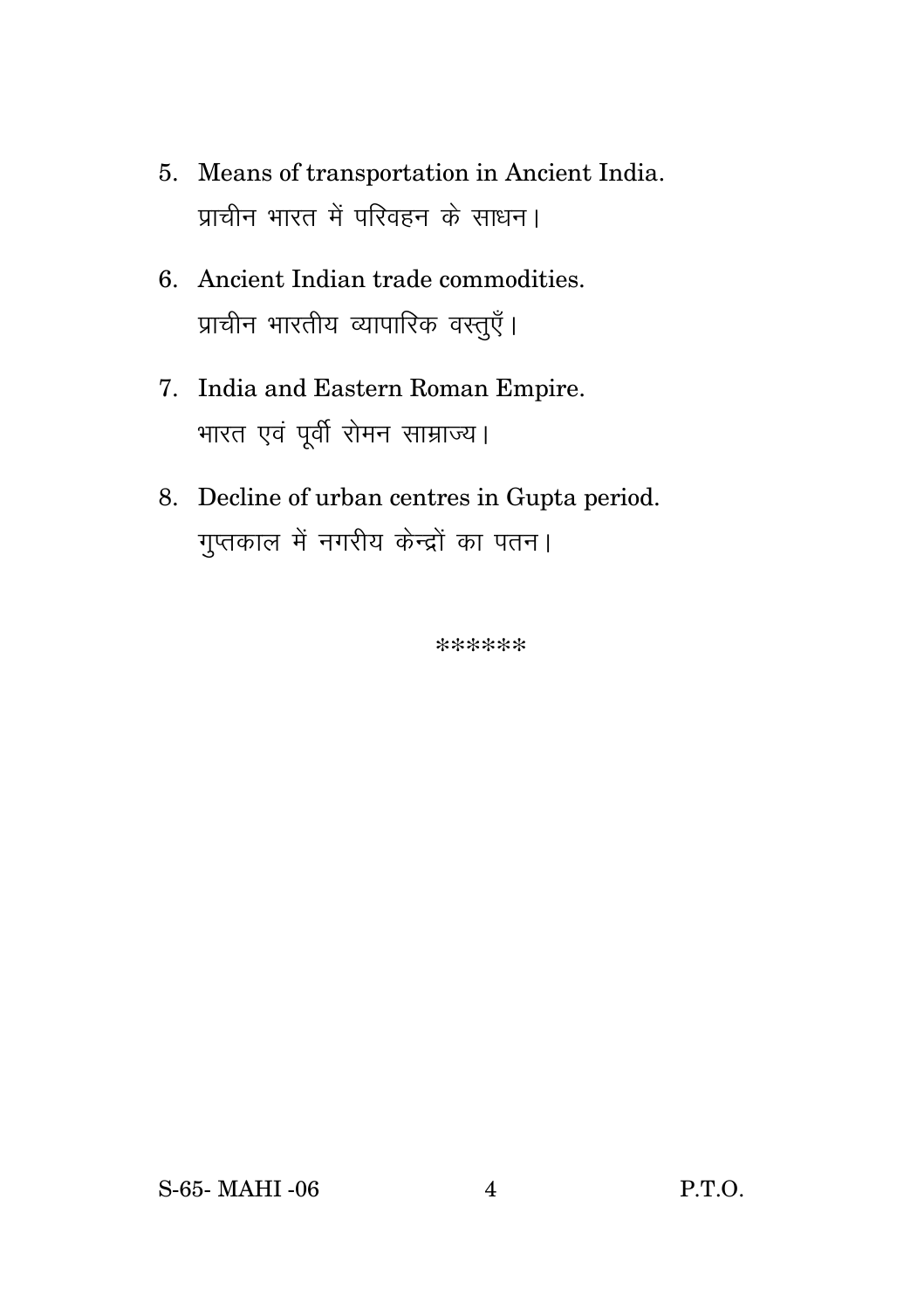5. Means of transportation in Ancient India.
   प्राचीन भारत में परिवहन के साधन।

6. Ancient Indian trade commodities.
   प्राचीन भारतीय व्यापारिक वस्तुएँ।

7. India and Eastern Roman Empire.
   भारत एवं पूर्वी रोमन साम्राज्य।

8. Decline of urban centres in Gupta period.
   गुप्तकाल में नगरीय केन्द्रों का पतन।

******